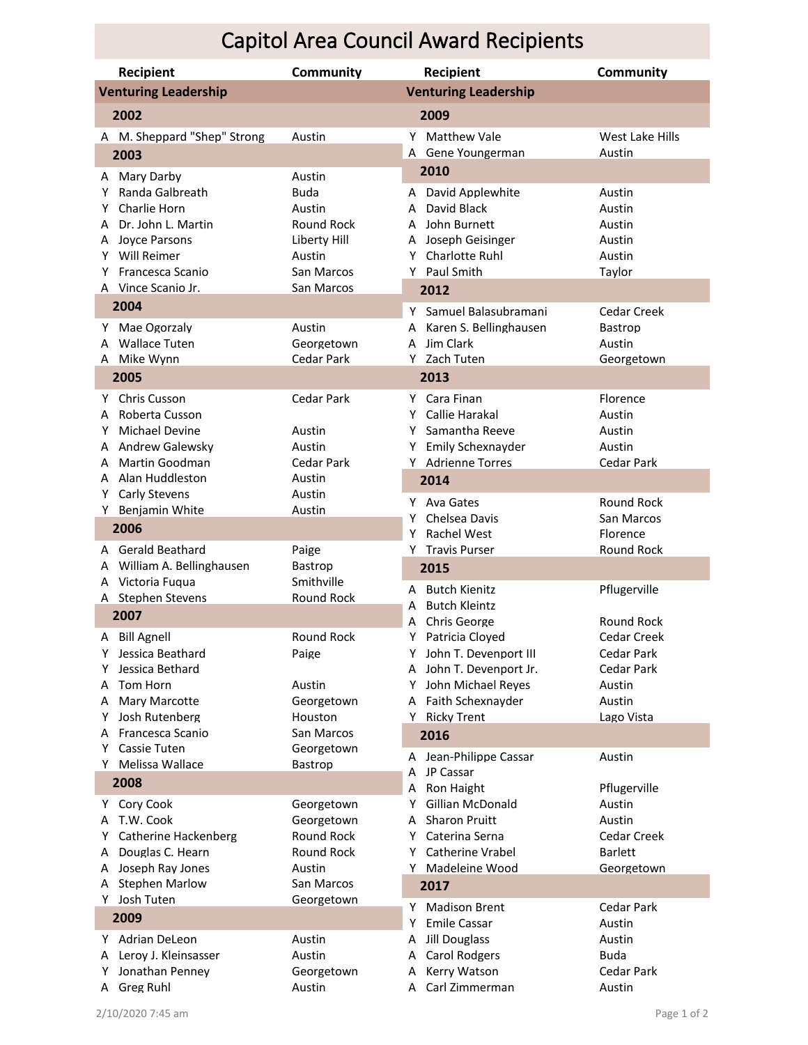# Capitol Area Council Award Recipients

## Venturing Leadership

### 2002

| | Recipient | Community |
|---|---|---|
| A | M. Sheppard "Shep" Strong | Austin |

### 2003

| | Recipient | Community |
|---|---|---|
| A | Mary Darby | Austin |
| Y | Randa Galbreath | Buda |
| Y | Charlie Horn | Austin |
| A | Dr. John L. Martin | Round Rock |
| A | Joyce Parsons | Liberty Hill |
| Y | Will Reimer | Austin |
| Y | Francesca Scanio | San Marcos |
| A | Vince Scanio Jr. | San Marcos |

### 2004

| | Recipient | Community |
|---|---|---|
| Y | Mae Ogorzaly | Austin |
| A | Wallace Tuten | Georgetown |
| A | Mike Wynn | Cedar Park |

### 2005

| | Recipient | Community |
|---|---|---|
| Y | Chris Cusson | Cedar Park |
| A | Roberta Cusson | |
| Y | Michael Devine | Austin |
| A | Andrew Galewsky | Austin |
| A | Martin Goodman | Cedar Park |
| A | Alan Huddleston | Austin |
| Y | Carly Stevens | Austin |
| Y | Benjamin White | Austin |

### 2006

| | Recipient | Community |
|---|---|---|
| A | Gerald Beathard | Paige |
| A | William A. Bellinghausen | Bastrop |
| A | Victoria Fuqua | Smithville |
| A | Stephen Stevens | Round Rock |

### 2007

| | Recipient | Community |
|---|---|---|
| A | Bill Agnell | Round Rock |
| Y | Jessica Beathard | Paige |
| Y | Jessica Bethard | |
| A | Tom Horn | Austin |
| A | Mary Marcotte | Georgetown |
| Y | Josh Rutenberg | Houston |
| A | Francesca Scanio | San Marcos |
| Y | Cassie Tuten | Georgetown |
| Y | Melissa Wallace | Bastrop |

### 2008

| | Recipient | Community |
|---|---|---|
| Y | Cory Cook | Georgetown |
| A | T.W. Cook | Georgetown |
| Y | Catherine Hackenberg | Round Rock |
| A | Douglas C. Hearn | Round Rock |
| A | Joseph Ray Jones | Austin |
| A | Stephen Marlow | San Marcos |
| Y | Josh Tuten | Georgetown |

### 2009

| | Recipient | Community |
|---|---|---|
| Y | Adrian DeLeon | Austin |
| A | Leroy J. Kleinsasser | Austin |
| Y | Jonathan Penney | Georgetown |
| A | Greg Ruhl | Austin |
| Y | Matthew Vale | West Lake Hills |
| A | Gene Youngerman | Austin |

### 2010

| | Recipient | Community |
|---|---|---|
| A | David Applewhite | Austin |
| A | David Black | Austin |
| A | John Burnett | Austin |
| A | Joseph Geisinger | Austin |
| Y | Charlotte Ruhl | Austin |
| Y | Paul Smith | Taylor |

### 2012

| | Recipient | Community |
|---|---|---|
| Y | Samuel Balasubramani | Cedar Creek |
| A | Karen S. Bellinghausen | Bastrop |
| A | Jim Clark | Austin |
| Y | Zach Tuten | Georgetown |

### 2013

| | Recipient | Community |
|---|---|---|
| Y | Cara Finan | Florence |
| Y | Callie Harakal | Austin |
| Y | Samantha Reeve | Austin |
| Y | Emily Schexnayder | Austin |
| Y | Adrienne Torres | Cedar Park |

### 2014

| | Recipient | Community |
|---|---|---|
| Y | Ava Gates | Round Rock |
| Y | Chelsea Davis | San Marcos |
| Y | Rachel West | Florence |
| Y | Travis Purser | Round Rock |

### 2015

| | Recipient | Community |
|---|---|---|
| A | Butch Kienitz | Pflugerville |
| A | Butch Kleintz | |
| A | Chris George | Round Rock |
| Y | Patricia Cloyed | Cedar Creek |
| Y | John T. Devenport III | Cedar Park |
| A | John T. Devenport Jr. | Cedar Park |
| Y | John Michael Reyes | Austin |
| A | Faith Schexnayder | Austin |
| Y | Ricky Trent | Lago Vista |

### 2016

| | Recipient | Community |
|---|---|---|
| A | Jean-Philippe Cassar | Austin |
| A | JP Cassar | |
| A | Ron Haight | Pflugerville |
| Y | Gillian McDonald | Austin |
| A | Sharon Pruitt | Austin |
| Y | Caterina Serna | Cedar Creek |
| Y | Catherine Vrabel | Barlett |
| Y | Madeleine Wood | Georgetown |

### 2017

| | Recipient | Community |
|---|---|---|
| Y | Madison Brent | Cedar Park |
| Y | Emile Cassar | Austin |
| A | Jill Douglass | Austin |
| A | Carol Rodgers | Buda |
| A | Kerry Watson | Cedar Park |
| A | Carl Zimmerman | Austin |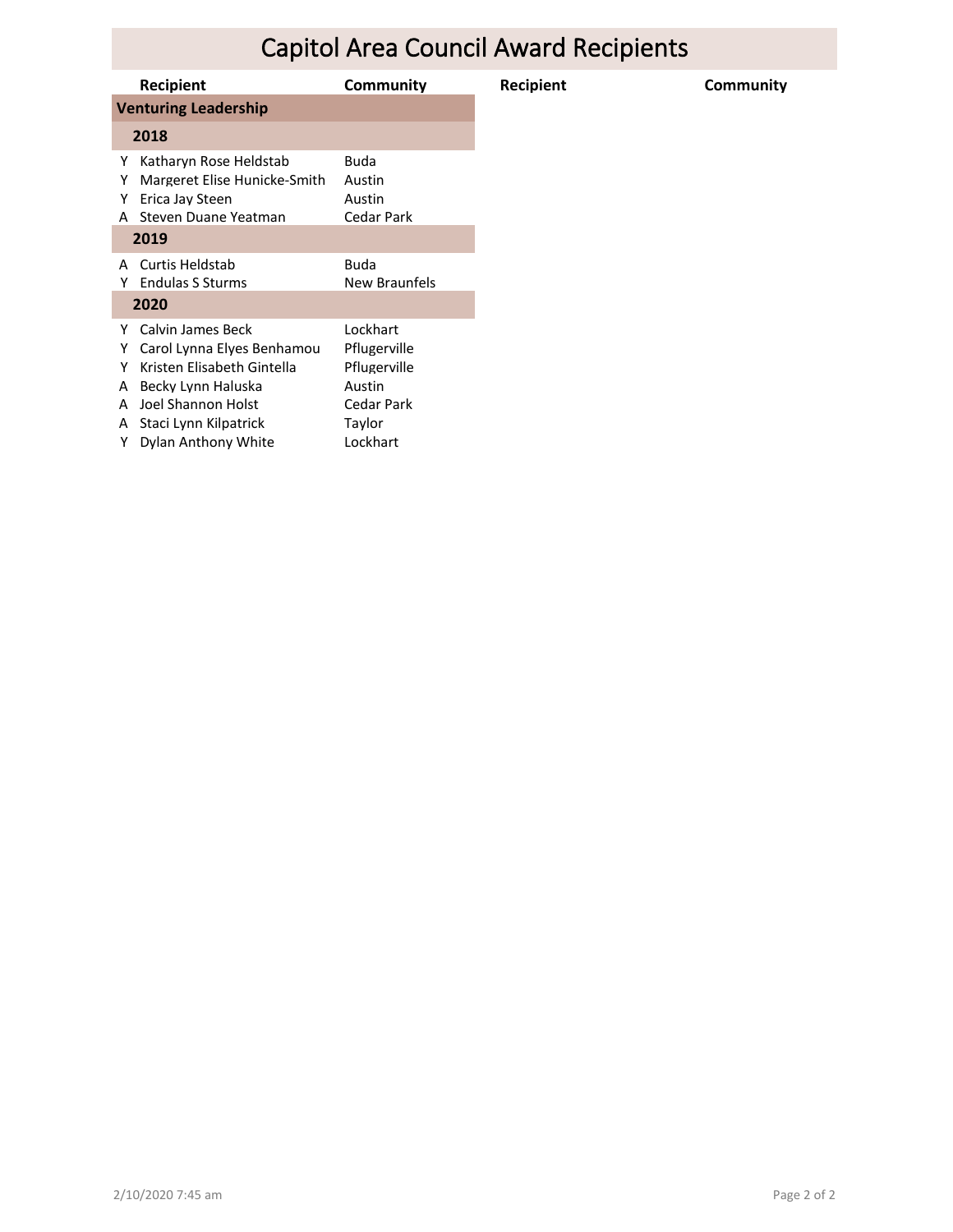# Capitol Area Council Award Recipients

| | Recipient | Community |
|---|---|---|
| **Venturing Leadership** | | |
| **2018** | | |
| Y | Katharyn Rose Heldstab | Buda |
| Y | Margeret Elise Hunicke-Smith | Austin |
| Y | Erica Jay Steen | Austin |
| A | Steven Duane Yeatman | Cedar Park |
| **2019** | | |
| A | Curtis Heldstab | Buda |
| Y | Endulas S Sturms | New Braunfels |
| **2020** | | |
| Y | Calvin James Beck | Lockhart |
| Y | Carol Lynna Elyes Benhamou | Pflugerville |
| Y | Kristen Elisabeth Gintella | Pflugerville |
| A | Becky Lynn Haluska | Austin |
| A | Joel Shannon Holst | Cedar Park |
| A | Staci Lynn Kilpatrick | Taylor |
| Y | Dylan Anthony White | Lockhart |

2/10/2020 7:45 am